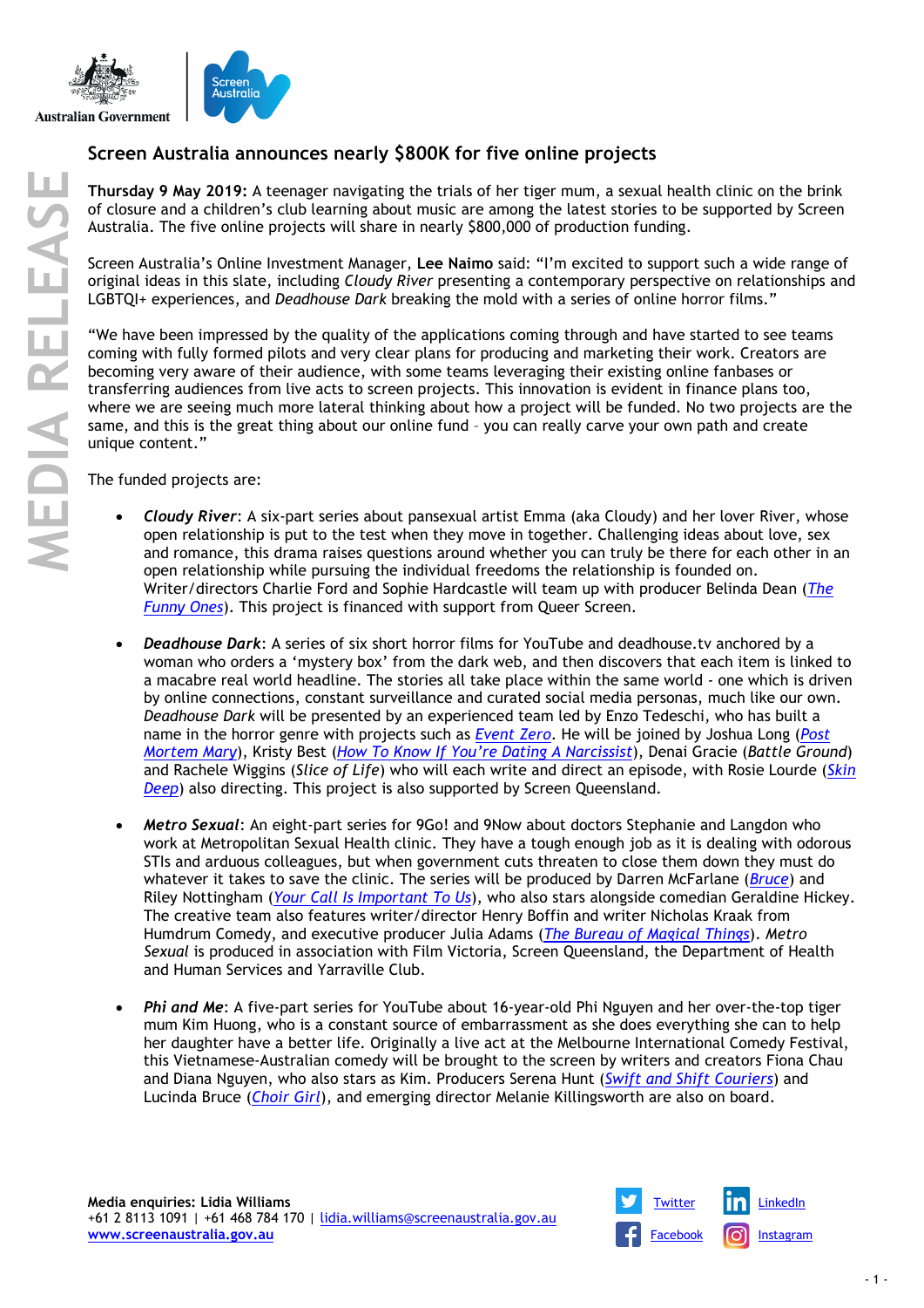# Screen Australia announces nearly $800K for five online projects

**Thursday 9 May 2019:** A teenager navigating the trials of her tiger mum, a sexual health clinic on the brink of closure and a children's club learning about music are among the latest stories to be supported by Screen Australia. The five online projects will share in nearly $800,000 of production funding.

Screen Australia's Online Investment Manager, **Lee Naimo** said: "I'm excited to support such a wide range of original ideas in this slate, including *Cloudy River* presenting a contemporary perspective on relationships and LGBTQI+ experiences, and *Deadhouse Dark* breaking the mold with a series of online horror films."

"We have been impressed by the quality of the applications coming through and have started to see teams coming with fully formed pilots and very clear plans for producing and marketing their work. Creators are becoming very aware of their audience, with some teams leveraging their existing online fanbases or transferring audiences from live acts to screen projects. This innovation is evident in finance plans too, where we are seeing much more lateral thinking about how a project will be funded. No two projects are the same, and this is the great thing about our online fund – you can really carve your own path and create unique content."

The funded projects are:

- ***Cloudy River***: A six-part series about pansexual artist Emma (aka Cloudy) and her lover River, whose open relationship is put to the test when they move in together. Challenging ideas about love, sex and romance, this drama raises questions around whether you can truly be there for each other in an open relationship while pursuing the individual freedoms the relationship is founded on. Writer/directors Charlie Ford and Sophie Hardcastle will team up with producer Belinda Dean (*The Funny Ones*). This project is financed with support from Queer Screen.

- ***Deadhouse Dark***: A series of six short horror films for YouTube and deadhouse.tv anchored by a woman who orders a 'mystery box' from the dark web, and then discovers that each item is linked to a macabre real world headline. The stories all take place within the same world - one which is driven by online connections, constant surveillance and curated social media personas, much like our own. *Deadhouse Dark* will be presented by an experienced team led by Enzo Tedeschi, who has built a name in the horror genre with projects such as *Event Zero*. He will be joined by Joshua Long (*Post Mortem Mary*), Kristy Best (*How To Know If You're Dating A Narcissist*), Denai Gracie (*Battle Ground*) and Rachele Wiggins (*Slice of Life*) who will each write and direct an episode, with Rosie Lourde (*Skin Deep*) also directing. This project is also supported by Screen Queensland.

- ***Metro Sexual***: An eight-part series for 9Go! and 9Now about doctors Stephanie and Langdon who work at Metropolitan Sexual Health clinic. They have a tough enough job as it is dealing with odorous STIs and arduous colleagues, but when government cuts threaten to close them down they must do whatever it takes to save the clinic. The series will be produced by Darren McFarlane (*Bruce*) and Riley Nottingham (*Your Call Is Important To Us*), who also stars alongside comedian Geraldine Hickey. The creative team also features writer/director Henry Boffin and writer Nicholas Kraak from Humdrum Comedy, and executive producer Julia Adams (*The Bureau of Magical Things*). *Metro Sexual* is produced in association with Film Victoria, Screen Queensland, the Department of Health and Human Services and Yarraville Club.

- ***Phi and Me***: A five-part series for YouTube about 16-year-old Phi Nguyen and her over-the-top tiger mum Kim Huong, who is a constant source of embarrassment as she does everything she can to help her daughter have a better life. Originally a live act at the Melbourne International Comedy Festival, this Vietnamese-Australian comedy will be brought to the screen by writers and creators Fiona Chau and Diana Nguyen, who also stars as Kim. Producers Serena Hunt (*Swift and Shift Couriers*) and Lucinda Bruce (*Choir Girl*), and emerging director Melanie Killingsworth are also on board.

**Media enquiries: Lidia Williams**
+61 2 8113 1091 | +61 468 784 170 | lidia.williams@screenaustralia.gov.au
www.screenaustralia.gov.au

Twitter | LinkedIn | Facebook | Instagram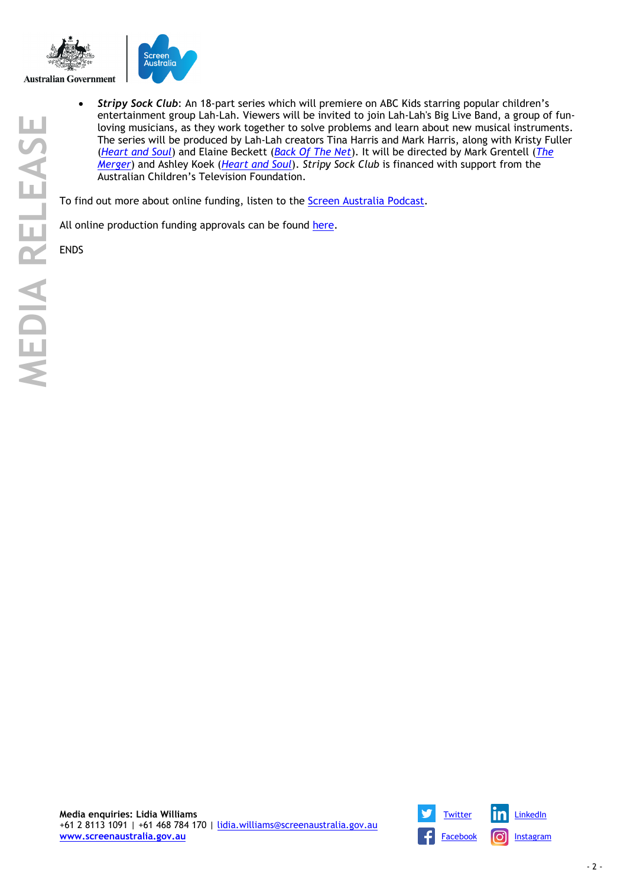- ***Stripy Sock Club***: An 18-part series which will premiere on ABC Kids starring popular children's entertainment group Lah-Lah. Viewers will be invited to join Lah-Lah's Big Live Band, a group of fun-loving musicians, as they work together to solve problems and learn about new musical instruments. The series will be produced by Lah-Lah creators Tina Harris and Mark Harris, along with Kristy Fuller (*Heart and Soul*) and Elaine Beckett (*Back Of The Net*). It will be directed by Mark Grentell (*The Merger*) and Ashley Koek (*Heart and Soul*). *Stripy Sock Club* is financed with support from the Australian Children's Television Foundation.

To find out more about online funding, listen to the Screen Australia Podcast.

All online production funding approvals can be found here.

ENDS

**Media enquiries: Lidia Williams**
+61 2 8113 1091 | +61 468 784 170 | lidia.williams@screenaustralia.gov.au
**www.screenaustralia.gov.au**

Twitter LinkedIn Facebook Instagram